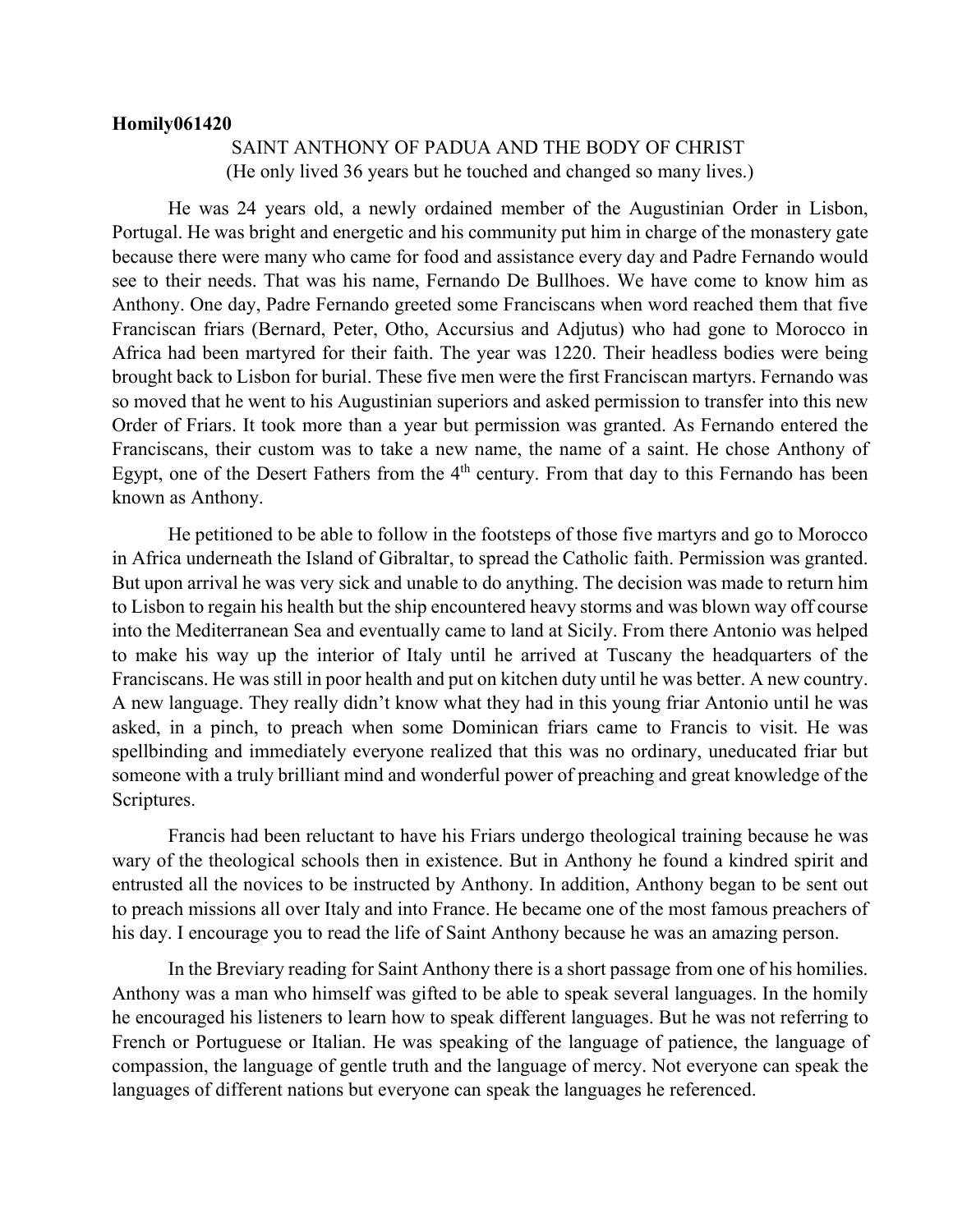**Homily061420**

SAINT ANTHONY OF PADUA AND THE BODY OF CHRIST
(He only lived 36 years but he touched and changed so many lives.)

He was 24 years old, a newly ordained member of the Augustinian Order in Lisbon, Portugal. He was bright and energetic and his community put him in charge of the monastery gate because there were many who came for food and assistance every day and Padre Fernando would see to their needs. That was his name, Fernando De Bullhoes. We have come to know him as Anthony. One day, Padre Fernando greeted some Franciscans when word reached them that five Franciscan friars (Bernard, Peter, Otho, Accursius and Adjutus) who had gone to Morocco in Africa had been martyred for their faith. The year was 1220. Their headless bodies were being brought back to Lisbon for burial. These five men were the first Franciscan martyrs. Fernando was so moved that he went to his Augustinian superiors and asked permission to transfer into this new Order of Friars. It took more than a year but permission was granted. As Fernando entered the Franciscans, their custom was to take a new name, the name of a saint. He chose Anthony of Egypt, one of the Desert Fathers from the 4th century. From that day to this Fernando has been known as Anthony.

He petitioned to be able to follow in the footsteps of those five martyrs and go to Morocco in Africa underneath the Island of Gibraltar, to spread the Catholic faith. Permission was granted. But upon arrival he was very sick and unable to do anything. The decision was made to return him to Lisbon to regain his health but the ship encountered heavy storms and was blown way off course into the Mediterranean Sea and eventually came to land at Sicily. From there Antonio was helped to make his way up the interior of Italy until he arrived at Tuscany the headquarters of the Franciscans. He was still in poor health and put on kitchen duty until he was better. A new country. A new language. They really didn't know what they had in this young friar Antonio until he was asked, in a pinch, to preach when some Dominican friars came to Francis to visit. He was spellbinding and immediately everyone realized that this was no ordinary, uneducated friar but someone with a truly brilliant mind and wonderful power of preaching and great knowledge of the Scriptures.

Francis had been reluctant to have his Friars undergo theological training because he was wary of the theological schools then in existence. But in Anthony he found a kindred spirit and entrusted all the novices to be instructed by Anthony. In addition, Anthony began to be sent out to preach missions all over Italy and into France. He became one of the most famous preachers of his day. I encourage you to read the life of Saint Anthony because he was an amazing person.

In the Breviary reading for Saint Anthony there is a short passage from one of his homilies. Anthony was a man who himself was gifted to be able to speak several languages. In the homily he encouraged his listeners to learn how to speak different languages. But he was not referring to French or Portuguese or Italian. He was speaking of the language of patience, the language of compassion, the language of gentle truth and the language of mercy. Not everyone can speak the languages of different nations but everyone can speak the languages he referenced.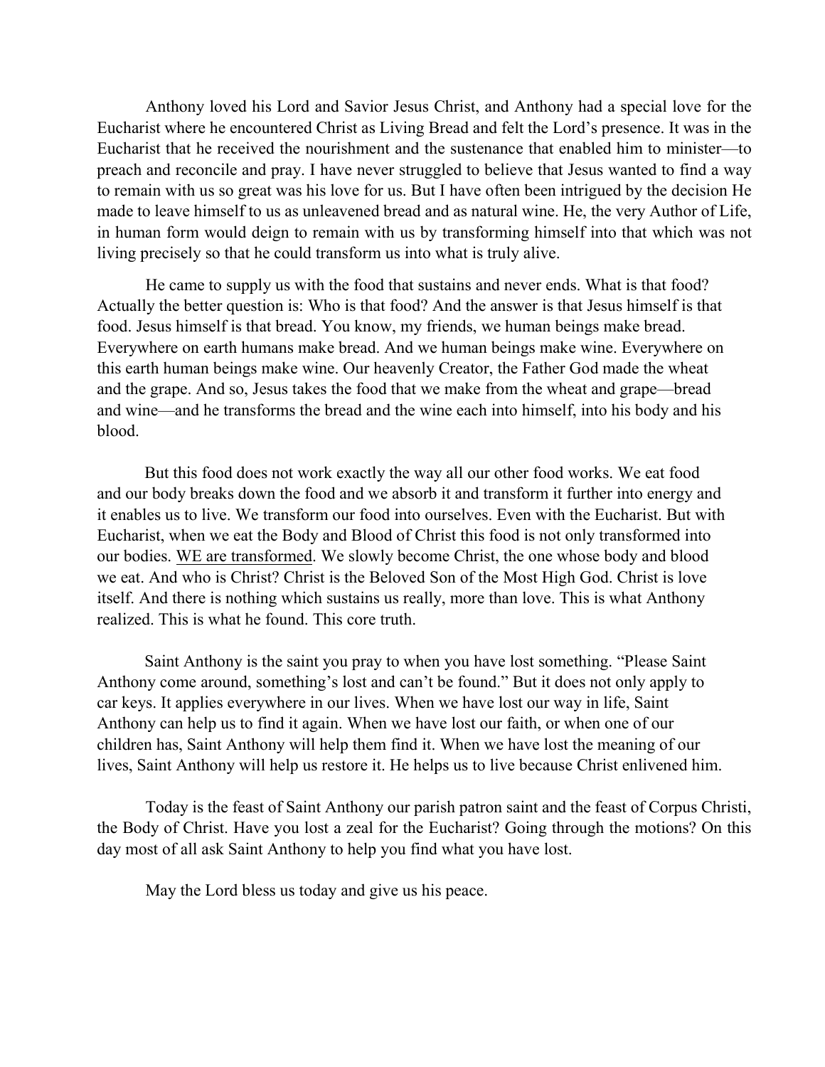Anthony loved his Lord and Savior Jesus Christ, and Anthony had a special love for the Eucharist where he encountered Christ as Living Bread and felt the Lord's presence. It was in the Eucharist that he received the nourishment and the sustenance that enabled him to minister—to preach and reconcile and pray. I have never struggled to believe that Jesus wanted to find a way to remain with us so great was his love for us. But I have often been intrigued by the decision He made to leave himself to us as unleavened bread and as natural wine. He, the very Author of Life, in human form would deign to remain with us by transforming himself into that which was not living precisely so that he could transform us into what is truly alive.

He came to supply us with the food that sustains and never ends. What is that food? Actually the better question is: Who is that food? And the answer is that Jesus himself is that food. Jesus himself is that bread. You know, my friends, we human beings make bread. Everywhere on earth humans make bread. And we human beings make wine. Everywhere on this earth human beings make wine. Our heavenly Creator, the Father God made the wheat and the grape. And so, Jesus takes the food that we make from the wheat and grape—bread and wine—and he transforms the bread and the wine each into himself, into his body and his blood.

But this food does not work exactly the way all our other food works. We eat food and our body breaks down the food and we absorb it and transform it further into energy and it enables us to live. We transform our food into ourselves. Even with the Eucharist. But with Eucharist, when we eat the Body and Blood of Christ this food is not only transformed into our bodies. <u>WE are transformed</u>. We slowly become Christ, the one whose body and blood we eat. And who is Christ? Christ is the Beloved Son of the Most High God. Christ is love itself. And there is nothing which sustains us really, more than love. This is what Anthony realized. This is what he found. This core truth.

Saint Anthony is the saint you pray to when you have lost something. "Please Saint Anthony come around, something's lost and can't be found." But it does not only apply to car keys. It applies everywhere in our lives. When we have lost our way in life, Saint Anthony can help us to find it again. When we have lost our faith, or when one of our children has, Saint Anthony will help them find it. When we have lost the meaning of our lives, Saint Anthony will help us restore it. He helps us to live because Christ enlivened him.

Today is the feast of Saint Anthony our parish patron saint and the feast of Corpus Christi, the Body of Christ. Have you lost a zeal for the Eucharist? Going through the motions? On this day most of all ask Saint Anthony to help you find what you have lost.

May the Lord bless us today and give us his peace.